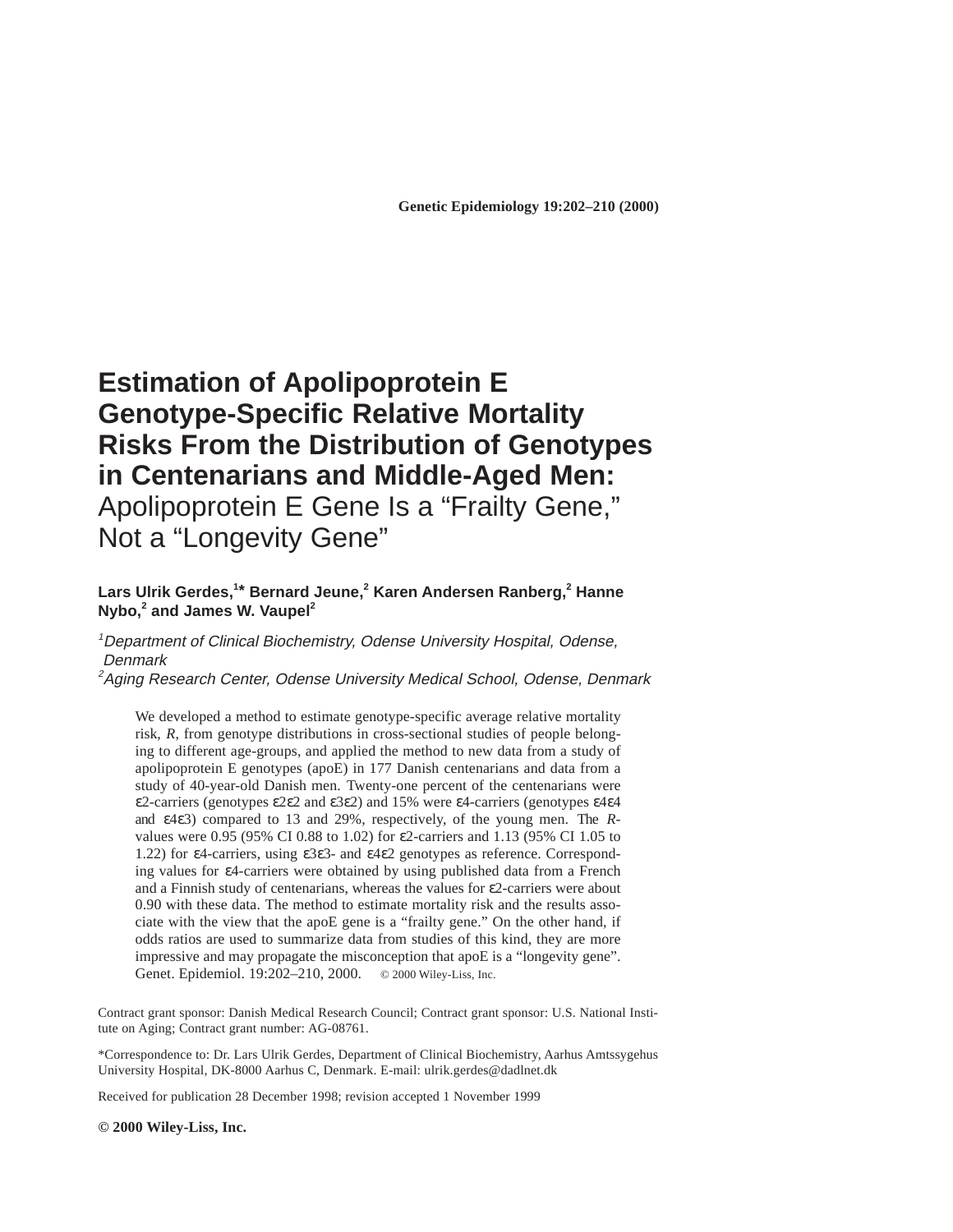# Estimation of Apolipoprotein E Genotype-Specific Relative Mortality Risks From the Distribution of Genotypes in Centenarians and Middle-Aged Men: Apolipoprotein E Gene Is a "Frailty Gene," Not a "Longevity Gene"

**Lars Ulrik Gerdes,[1]* Bernard Jeune,[2] Karen Andersen Ranberg,[2] Hanne Nybo,[2] and James W. Vaupel[2]**

[1]*Department of Clinical Biochemistry, Odense University Hospital, Odense, Denmark*
[2]*Aging Research Center, Odense University Medical School, Odense, Denmark*

We developed a method to estimate genotype-specific average relative mortality risk, *R*, from genotype distributions in cross-sectional studies of people belonging to different age-groups, and applied the method to new data from a study of apolipoprotein E genotypes (apoE) in 177 Danish centenarians and data from a study of 40-year-old Danish men. Twenty-one percent of the centenarians were ε2-carriers (genotypes ε2ε2 and ε3ε2) and 15% were ε4-carriers (genotypes ε4ε4 and ε4ε3) compared to 13 and 29%, respectively, of the young men. The *R*-values were 0.95 (95% CI 0.88 to 1.02) for ε2-carriers and 1.13 (95% CI 1.05 to 1.22) for ε4-carriers, using ε3ε3- and ε4ε2 genotypes as reference. Corresponding values for ε4-carriers were obtained by using published data from a French and a Finnish study of centenarians, whereas the values for ε2-carriers were about 0.90 with these data. The method to estimate mortality risk and the results associate with the view that the apoE gene is a "frailty gene." On the other hand, if odds ratios are used to summarize data from studies of this kind, they are more impressive and may propagate the misconception that apoE is a "longevity gene". Genet. Epidemiol. 19:202–210, 2000. © 2000 Wiley-Liss, Inc.

Contract grant sponsor: Danish Medical Research Council; Contract grant sponsor: U.S. National Institute on Aging; Contract grant number: AG-08761.

*Correspondence to: Dr. Lars Ulrik Gerdes, Department of Clinical Biochemistry, Aarhus Amtssygehus University Hospital, DK-8000 Aarhus C, Denmark. E-mail: ulrik.gerdes@dadlnet.dk

Received for publication 28 December 1998; revision accepted 1 November 1999

**© 2000 Wiley-Liss, Inc.**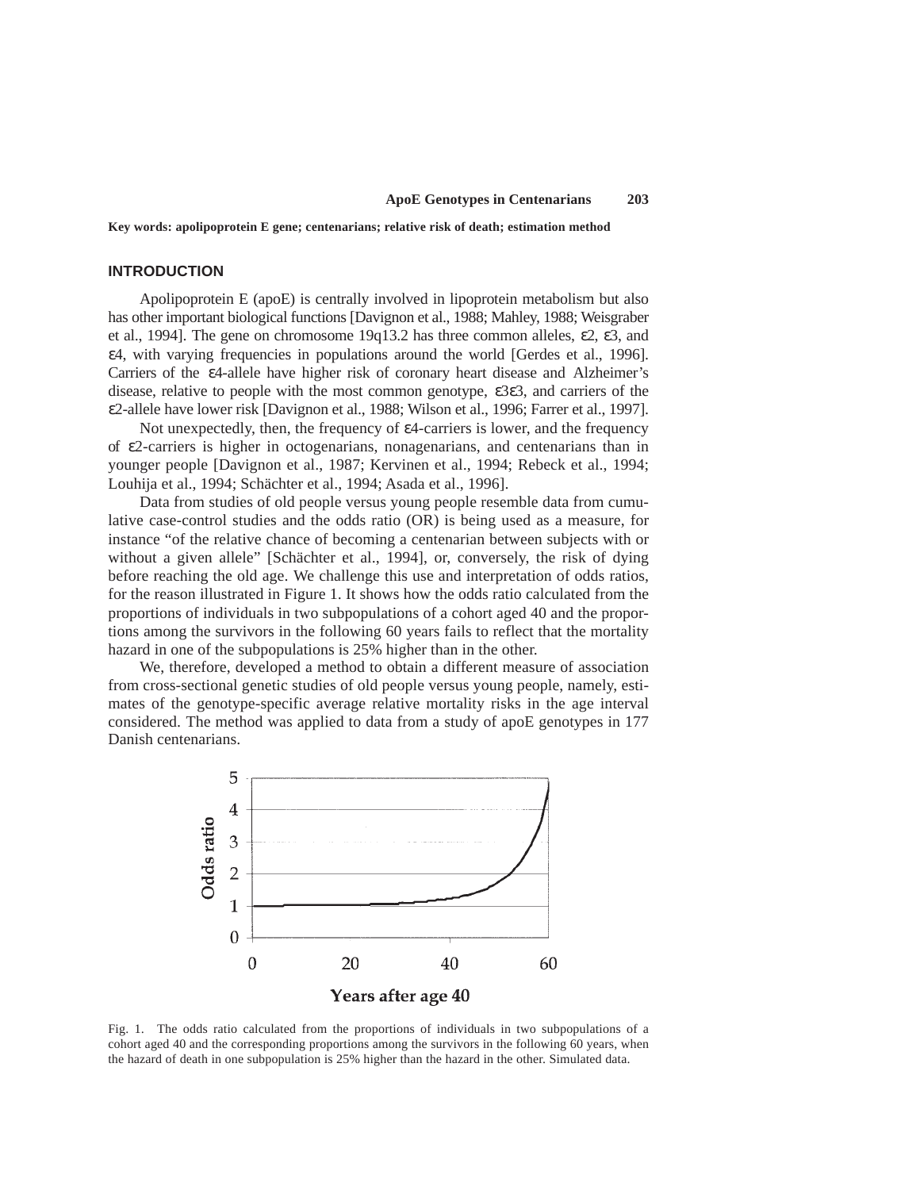**Key words: apolipoprotein E gene; centenarians; relative risk of death; estimation method**

## INTRODUCTION

Apolipoprotein E (apoE) is centrally involved in lipoprotein metabolism but also has other important biological functions [Davignon et al., 1988; Mahley, 1988; Weisgraber et al., 1994]. The gene on chromosome 19q13.2 has three common alleles, ε2, ε3, and ε4, with varying frequencies in populations around the world [Gerdes et al., 1996]. Carriers of the ε4-allele have higher risk of coronary heart disease and Alzheimer's disease, relative to people with the most common genotype, ε3ε3, and carriers of the ε2-allele have lower risk [Davignon et al., 1988; Wilson et al., 1996; Farrer et al., 1997].

Not unexpectedly, then, the frequency of ε4-carriers is lower, and the frequency of ε2-carriers is higher in octogenarians, nonagenarians, and centenarians than in younger people [Davignon et al., 1987; Kervinen et al., 1994; Rebeck et al., 1994; Louhija et al., 1994; Schächter et al., 1994; Asada et al., 1996].

Data from studies of old people versus young people resemble data from cumulative case-control studies and the odds ratio (OR) is being used as a measure, for instance "of the relative chance of becoming a centenarian between subjects with or without a given allele" [Schächter et al., 1994], or, conversely, the risk of dying before reaching the old age. We challenge this use and interpretation of odds ratios, for the reason illustrated in Figure 1. It shows how the odds ratio calculated from the proportions of individuals in two subpopulations of a cohort aged 40 and the proportions among the survivors in the following 60 years fails to reflect that the mortality hazard in one of the subpopulations is 25% higher than in the other.

We, therefore, developed a method to obtain a different measure of association from cross-sectional genetic studies of old people versus young people, namely, estimates of the genotype-specific average relative mortality risks in the age interval considered. The method was applied to data from a study of apoE genotypes in 177 Danish centenarians.

Fig. 1. The odds ratio calculated from the proportions of individuals in two subpopulations of a cohort aged 40 and the corresponding proportions among the survivors in the following 60 years, when the hazard of death in one subpopulation is 25% higher than the hazard in the other. Simulated data.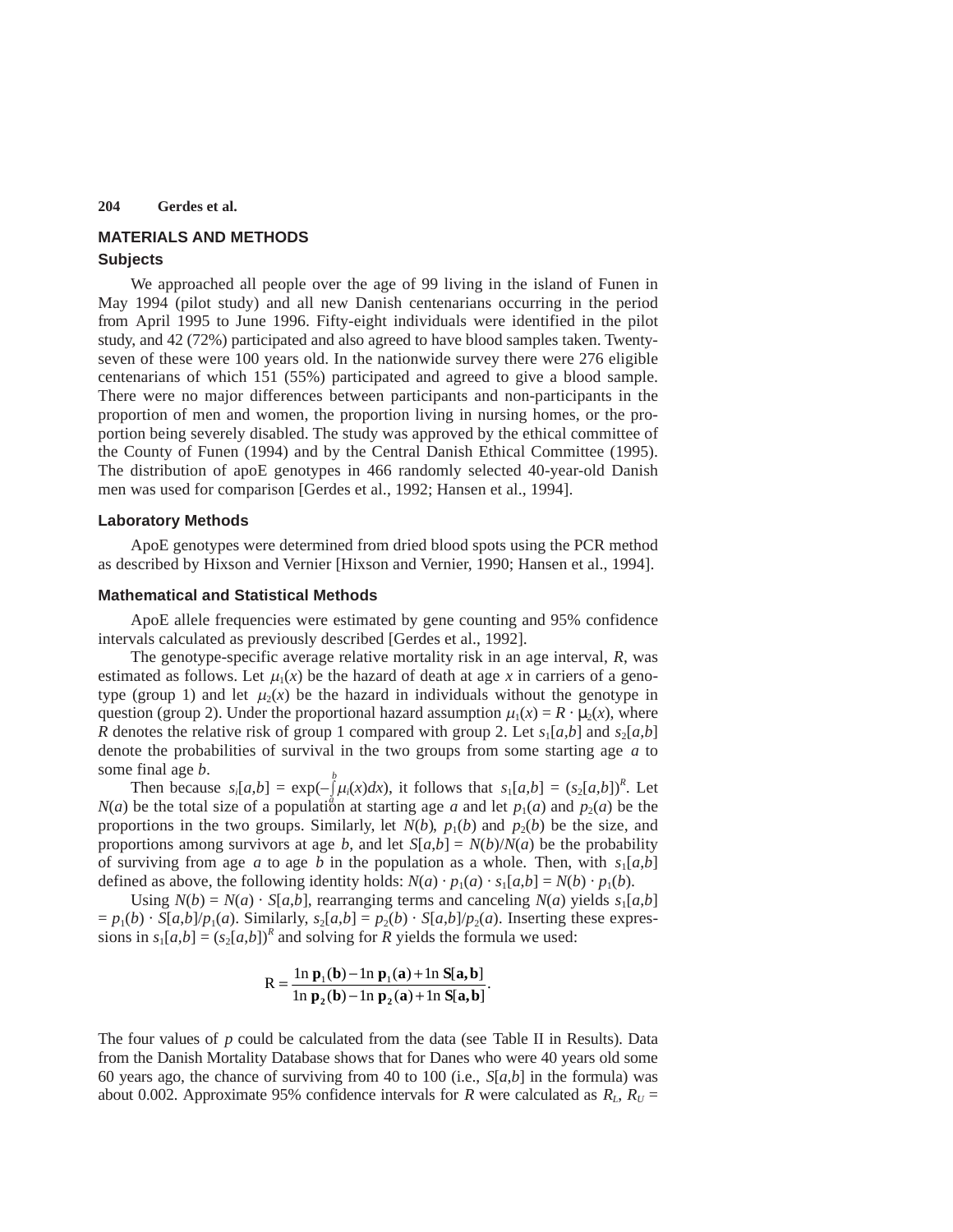## MATERIALS AND METHODS

### Subjects

We approached all people over the age of 99 living in the island of Funen in May 1994 (pilot study) and all new Danish centenarians occurring in the period from April 1995 to June 1996. Fifty-eight individuals were identified in the pilot study, and 42 (72%) participated and also agreed to have blood samples taken. Twenty-seven of these were 100 years old. In the nationwide survey there were 276 eligible centenarians of which 151 (55%) participated and agreed to give a blood sample. There were no major differences between participants and non-participants in the proportion of men and women, the proportion living in nursing homes, or the proportion being severely disabled. The study was approved by the ethical committee of the County of Funen (1994) and by the Central Danish Ethical Committee (1995). The distribution of apoE genotypes in 466 randomly selected 40-year-old Danish men was used for comparison [Gerdes et al., 1992; Hansen et al., 1994].

### Laboratory Methods

ApoE genotypes were determined from dried blood spots using the PCR method as described by Hixson and Vernier [Hixson and Vernier, 1990; Hansen et al., 1994].

### Mathematical and Statistical Methods

ApoE allele frequencies were estimated by gene counting and 95% confidence intervals calculated as previously described [Gerdes et al., 1992].

The genotype-specific average relative mortality risk in an age interval, $R$, was estimated as follows. Let $\mu_1(x)$ be the hazard of death at age $x$ in carriers of a genotype (group 1) and let $\mu_2(x)$ be the hazard in individuals without the genotype in question (group 2). Under the proportional hazard assumption $\mu_1(x) = R \cdot \mu_2(x)$, where $R$ denotes the relative risk of group 1 compared with group 2. Let $s_1[a,b]$ and $s_2[a,b]$ denote the probabilities of survival in the two groups from some starting age $a$ to some final age $b$.

Then because $s_i[a,b] = \exp(-\int_a^b \mu_i(x)dx)$, it follows that $s_1[a,b] = (s_2[a,b])^R$. Let $N(a)$ be the total size of a population at starting age $a$ and let $p_1(a)$ and $p_2(a)$ be the proportions in the two groups. Similarly, let $N(b)$, $p_1(b)$ and $p_2(b)$ be the size, and proportions among survivors at age $b$, and let $S[a,b] = N(b)/N(a)$ be the probability of surviving from age $a$ to age $b$ in the population as a whole. Then, with $s_1[a,b]$ defined as above, the following identity holds: $N(a) \cdot p_1(a) \cdot s_1[a,b] = N(b) \cdot p_1(b)$.

Using $N(b) = N(a) \cdot S[a,b]$, rearranging terms and canceling $N(a)$ yields $s_1[a,b] = p_1(b) \cdot S[a,b]/p_1(a)$. Similarly, $s_2[a,b] = p_2(b) \cdot S[a,b]/p_2(a)$. Inserting these expressions in $s_1[a,b] = (s_2[a,b])^R$ and solving for $R$ yields the formula we used:

$$R = \frac{\ln \mathbf{p}_1(\mathbf{b}) - \ln \mathbf{p}_1(\mathbf{a}) + \ln \mathbf{S}[\mathbf{a,b}]}{\ln \mathbf{p_2}(\mathbf{b}) - \ln \mathbf{p_2}(\mathbf{a}) + \ln \mathbf{S}[\mathbf{a,b}]}.$$

The four values of $p$ could be calculated from the data (see Table II in Results). Data from the Danish Mortality Database shows that for Danes who were 40 years old some 60 years ago, the chance of surviving from 40 to 100 (i.e., $S[a,b]$ in the formula) was about 0.002. Approximate 95% confidence intervals for $R$ were calculated as $R_L$, $R_U$ =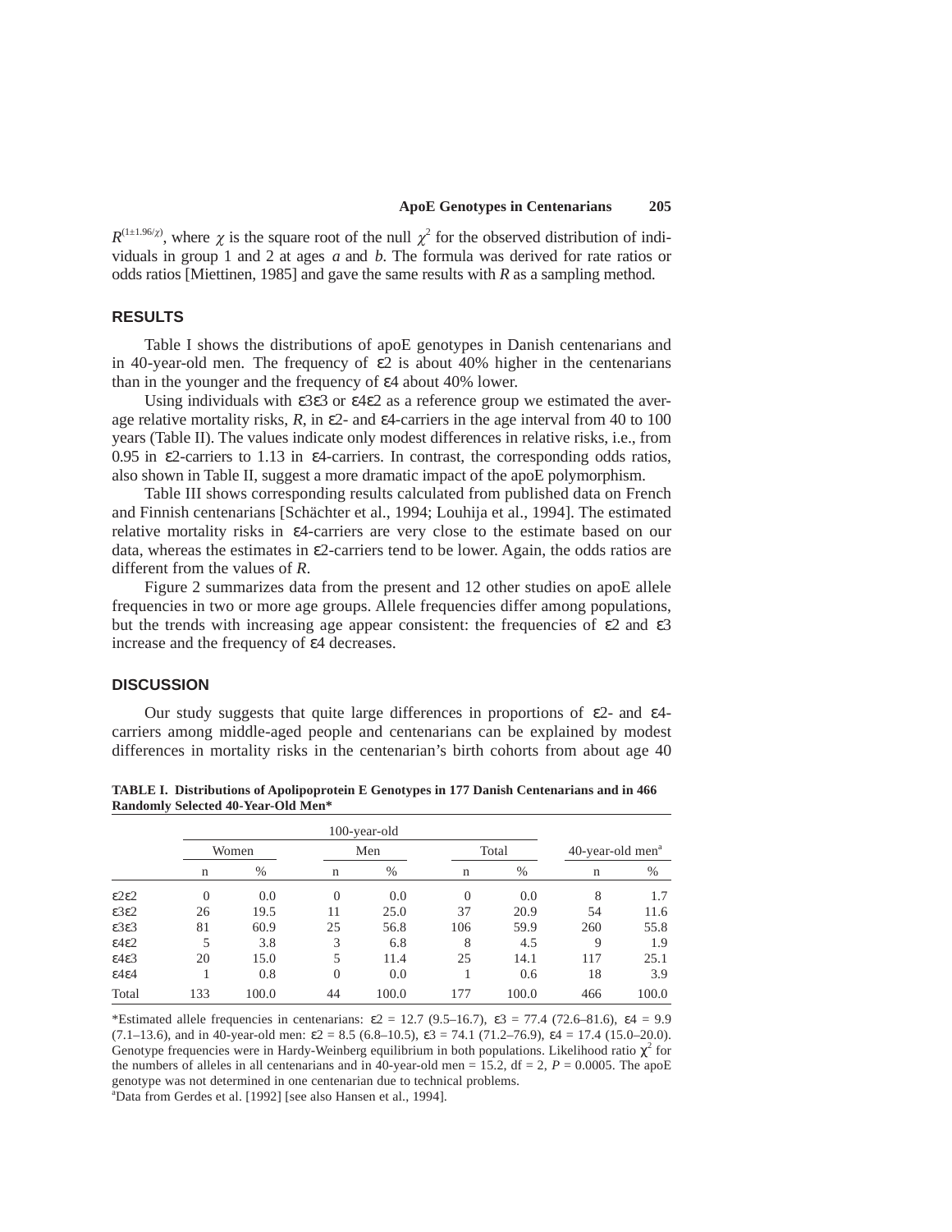$R^{(1 \pm 1.96/\chi)}$, where $\chi$ is the square root of the null $\chi^2$ for the observed distribution of individuals in group 1 and 2 at ages *a* and *b*. The formula was derived for rate ratios or odds ratios [Miettinen, 1985] and gave the same results with *R* as a sampling method.

## RESULTS

Table I shows the distributions of apoE genotypes in Danish centenarians and in 40-year-old men. The frequency of ε2 is about 40% higher in the centenarians than in the younger and the frequency of ε4 about 40% lower.

Using individuals with ε3ε3 or ε4ε2 as a reference group we estimated the average relative mortality risks, *R*, in ε2- and ε4-carriers in the age interval from 40 to 100 years (Table II). The values indicate only modest differences in relative risks, i.e., from 0.95 in ε2-carriers to 1.13 in ε4-carriers. In contrast, the corresponding odds ratios, also shown in Table II, suggest a more dramatic impact of the apoE polymorphism.

Table III shows corresponding results calculated from published data on French and Finnish centenarians [Schächter et al., 1994; Louhija et al., 1994]. The estimated relative mortality risks in ε4-carriers are very close to the estimate based on our data, whereas the estimates in ε2-carriers tend to be lower. Again, the odds ratios are different from the values of *R*.

Figure 2 summarizes data from the present and 12 other studies on apoE allele frequencies in two or more age groups. Allele frequencies differ among populations, but the trends with increasing age appear consistent: the frequencies of ε2 and ε3 increase and the frequency of ε4 decreases.

## DISCUSSION

Our study suggests that quite large differences in proportions of ε2- and ε4-carriers among middle-aged people and centenarians can be explained by modest differences in mortality risks in the centenarian's birth cohorts from about age 40

**TABLE I. Distributions of Apolipoprotein E Genotypes in 177 Danish Centenarians and in 466 Randomly Selected 40-Year-Old Men***

| | 100-year-old | | | | | | 40-year-old men[a] | |
|---|---|---|---|---|---|---|---|---|
| | Women | | Men | | Total | | | |
| | n | % | n | % | n | % | n | % |
| ε2ε2 | 0 | 0.0 | 0 | 0.0 | 0 | 0.0 | 8 | 1.7 |
| ε3ε2 | 26 | 19.5 | 11 | 25.0 | 37 | 20.9 | 54 | 11.6 |
| ε3ε3 | 81 | 60.9 | 25 | 56.8 | 106 | 59.9 | 260 | 55.8 |
| ε4ε2 | 5 | 3.8 | 3 | 6.8 | 8 | 4.5 | 9 | 1.9 |
| ε4ε3 | 20 | 15.0 | 5 | 11.4 | 25 | 14.1 | 117 | 25.1 |
| ε4ε4 | 1 | 0.8 | 0 | 0.0 | 1 | 0.6 | 18 | 3.9 |
| Total | 133 | 100.0 | 44 | 100.0 | 177 | 100.0 | 466 | 100.0 |

*Estimated allele frequencies in centenarians: ε2 = 12.7 (9.5–16.7), ε3 = 77.4 (72.6–81.6), ε4 = 9.9 (7.1–13.6), and in 40-year-old men: ε2 = 8.5 (6.8–10.5), ε3 = 74.1 (71.2–76.9), ε4 = 17.4 (15.0–20.0). Genotype frequencies were in Hardy-Weinberg equilibrium in both populations. Likelihood ratio $\chi^2$ for the numbers of alleles in all centenarians and in 40-year-old men = 15.2, df = 2, $P = 0.0005$. The apoE genotype was not determined in one centenarian due to technical problems.

[a]Data from Gerdes et al. [1992] [see also Hansen et al., 1994].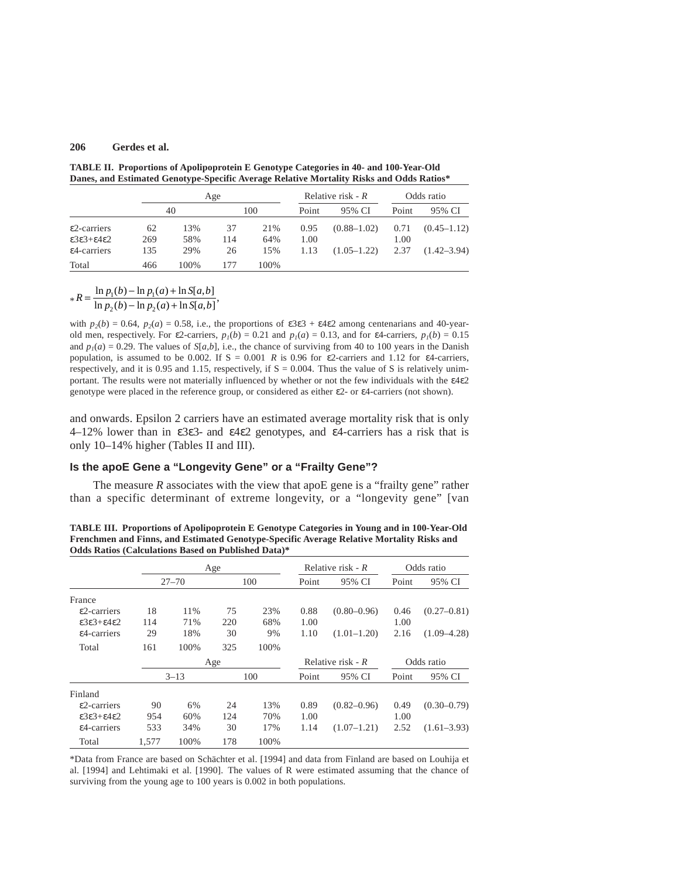**TABLE II. Proportions of Apolipoprotein E Genotype Categories in 40- and 100-Year-Old Danes, and Estimated Genotype-Specific Average Relative Mortality Risks and Odds Ratios***

| | Age | | | | Relative risk - $R$ | | Odds ratio | |
|---|---|---|---|---|---|---|---|---|
| | 40 | | 100 | | Point | 95% CI | Point | 95% CI |
| ε2-carriers | 62 | 13% | 37 | 21% | 0.95 | (0.88–1.02) | 0.71 | (0.45–1.12) |
| ε3ε3+ε4ε2 | 269 | 58% | 114 | 64% | 1.00 | | 1.00 | |
| ε4-carriers | 135 | 29% | 26 | 15% | 1.13 | (1.05–1.22) | 2.37 | (1.42–3.94) |
| Total | 466 | 100% | 177 | 100% | | | | |

$$* R = \frac{\ln p_1(b) - \ln p_1(a) + \ln S[a,b]}{\ln p_2(b) - \ln p_2(a) + \ln S[a,b]},$$

with $p_2(b) = 0.64$, $p_2(a) = 0.58$, i.e., the proportions of ε3ε3 + ε4ε2 among centenarians and 40-year-old men, respectively. For ε2-carriers, $p_1(b) = 0.21$ and $p_1(a) = 0.13$, and for ε4-carriers, $p_1(b) = 0.15$ and $p_1(a) = 0.29$. The values of $S[a,b]$, i.e., the chance of surviving from 40 to 100 years in the Danish population, is assumed to be 0.002. If S = 0.001 $R$ is 0.96 for ε2-carriers and 1.12 for ε4-carriers, respectively, and it is 0.95 and 1.15, respectively, if S = 0.004. Thus the value of S is relatively unimportant. The results were not materially influenced by whether or not the few individuals with the ε4ε2 genotype were placed in the reference group, or considered as either ε2- or ε4-carriers (not shown).

and onwards. Epsilon 2 carriers have an estimated average mortality risk that is only 4–12% lower than in ε3ε3- and ε4ε2 genotypes, and ε4-carriers has a risk that is only 10–14% higher (Tables II and III).

### Is the apoE Gene a "Longevity Gene" or a "Frailty Gene"?

The measure $R$ associates with the view that apoE gene is a "frailty gene" rather than a specific determinant of extreme longevity, or a "longevity gene" [van

**TABLE III. Proportions of Apolipoprotein E Genotype Categories in Young and in 100-Year-Old Frenchmen and Finns, and Estimated Genotype-Specific Average Relative Mortality Risks and Odds Ratios (Calculations Based on Published Data)***

| | Age | | | | Relative risk - $R$ | | Odds ratio | |
|---|---|---|---|---|---|---|---|---|
| | 27–70 | | 100 | | Point | 95% CI | Point | 95% CI |
| France | | | | | | | | |
| ε2-carriers | 18 | 11% | 75 | 23% | 0.88 | (0.80–0.96) | 0.46 | (0.27–0.81) |
| ε3ε3+ε4ε2 | 114 | 71% | 220 | 68% | 1.00 | | 1.00 | |
| ε4-carriers | 29 | 18% | 30 | 9% | 1.10 | (1.01–1.20) | 2.16 | (1.09–4.28) |
| Total | 161 | 100% | 325 | 100% | | | | |
| | Age | | | | Relative risk - $R$ | | Odds ratio | |
| | 3–13 | | 100 | | Point | 95% CI | Point | 95% CI |
| Finland | | | | | | | | |
| ε2-carriers | 90 | 6% | 24 | 13% | 0.89 | (0.82–0.96) | 0.49 | (0.30–0.79) |
| ε3ε3+ε4ε2 | 954 | 60% | 124 | 70% | 1.00 | | 1.00 | |
| ε4-carriers | 533 | 34% | 30 | 17% | 1.14 | (1.07–1.21) | 2.52 | (1.61–3.93) |
| Total | 1,577 | 100% | 178 | 100% | | | | |

*Data from France are based on Schächter et al. [1994] and data from Finland are based on Louhija et al. [1994] and Lehtimaki et al. [1990]. The values of R were estimated assuming that the chance of surviving from the young age to 100 years is 0.002 in both populations.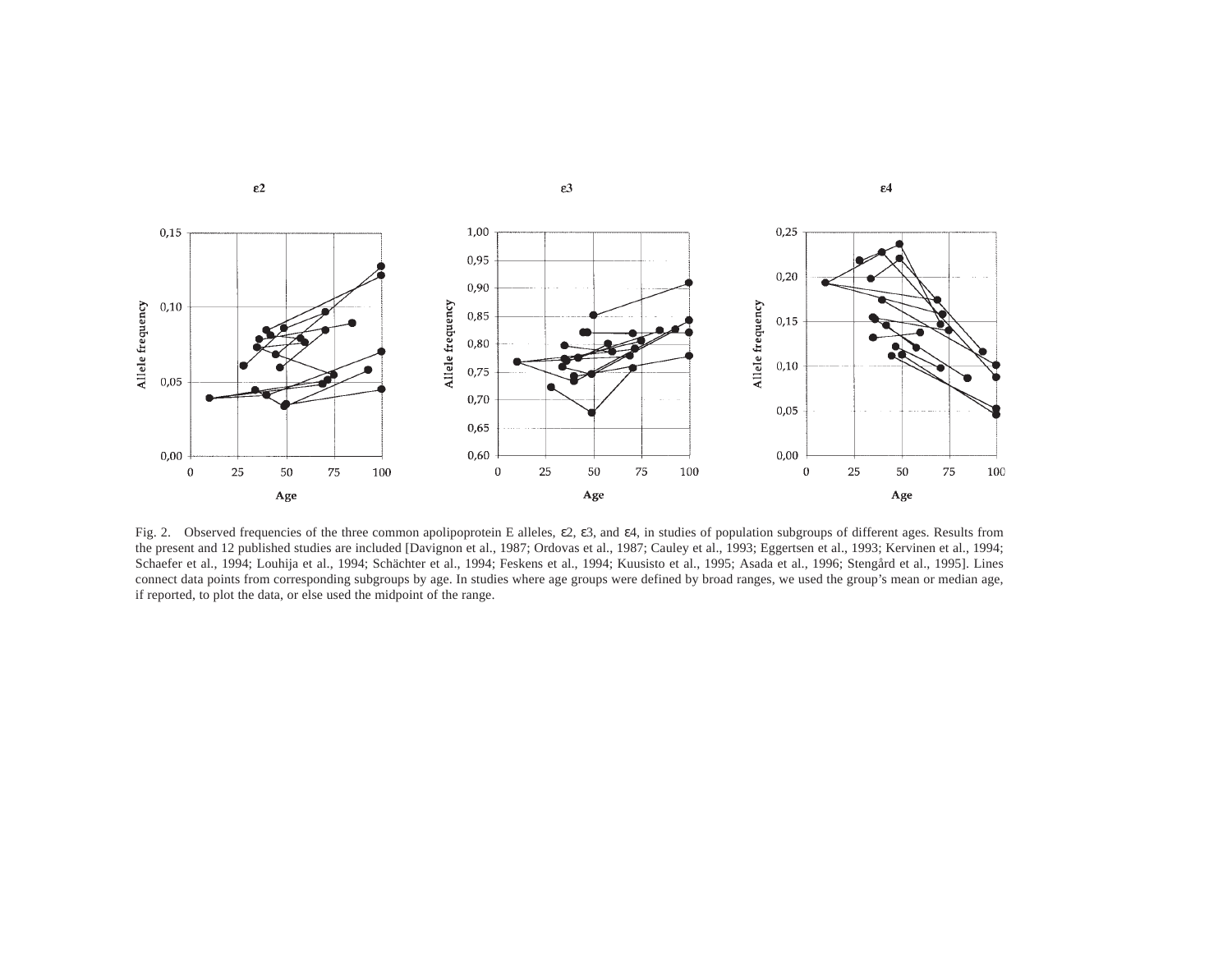Fig. 2. Observed frequencies of the three common apolipoprotein E alleles, ε2, ε3, and ε4, in studies of population subgroups of different ages. Results from the present and 12 published studies are included [Davignon et al., 1987; Ordovas et al., 1987; Cauley et al., 1993; Eggertsen et al., 1993; Kervinen et al., 1994; Schaefer et al., 1994; Louhija et al., 1994; Schächter et al., 1994; Feskens et al., 1994; Kuusisto et al., 1995; Asada et al., 1996; Stengård et al., 1995]. Lines connect data points from corresponding subgroups by age. In studies where age groups were defined by broad ranges, we used the group's mean or median age, if reported, to plot the data, or else used the midpoint of the range.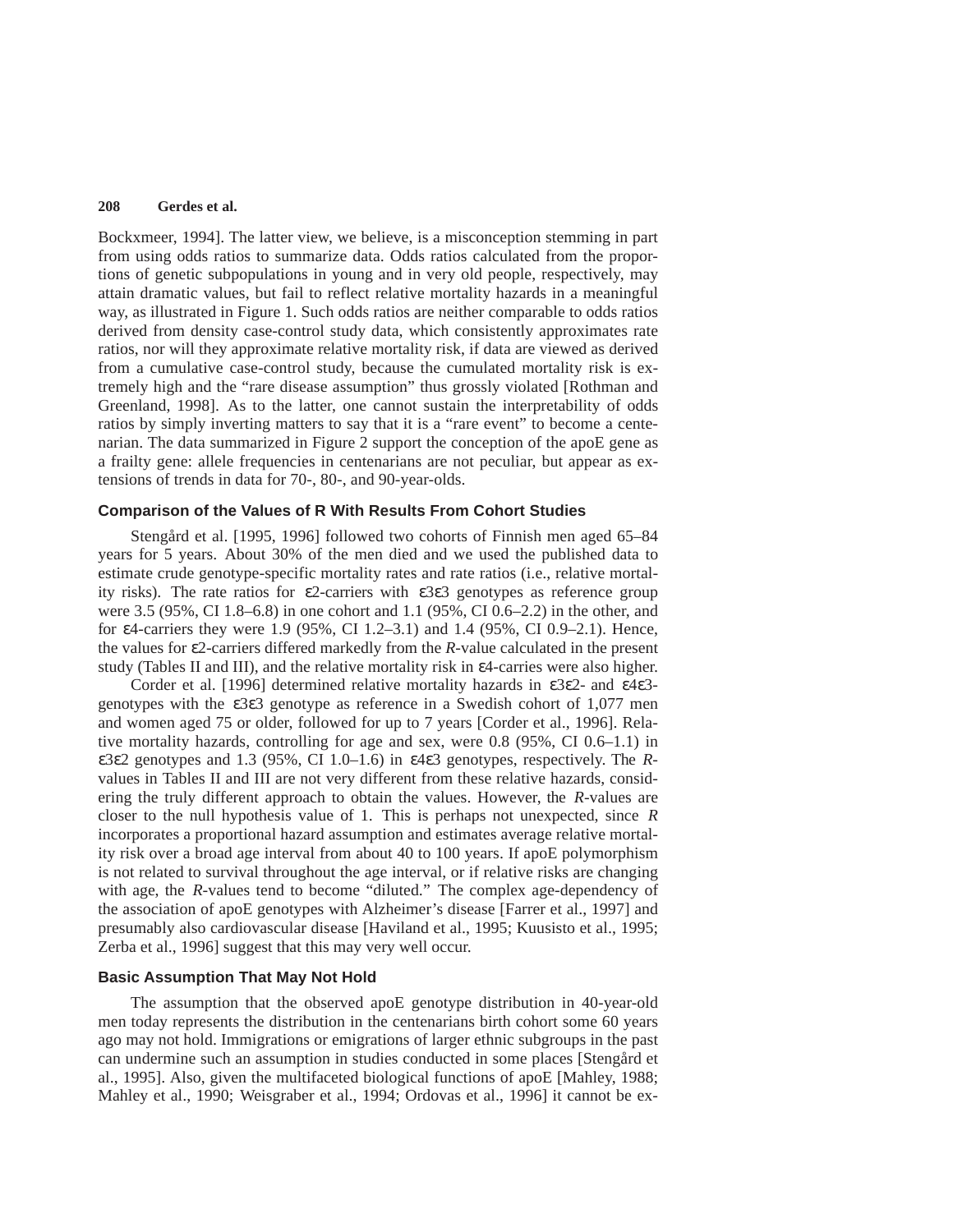Bockxmeer, 1994]. The latter view, we believe, is a misconception stemming in part from using odds ratios to summarize data. Odds ratios calculated from the proportions of genetic subpopulations in young and in very old people, respectively, may attain dramatic values, but fail to reflect relative mortality hazards in a meaningful way, as illustrated in Figure 1. Such odds ratios are neither comparable to odds ratios derived from density case-control study data, which consistently approximates rate ratios, nor will they approximate relative mortality risk, if data are viewed as derived from a cumulative case-control study, because the cumulated mortality risk is extremely high and the "rare disease assumption" thus grossly violated [Rothman and Greenland, 1998]. As to the latter, one cannot sustain the interpretability of odds ratios by simply inverting matters to say that it is a "rare event" to become a centenarian. The data summarized in Figure 2 support the conception of the apoE gene as a frailty gene: allele frequencies in centenarians are not peculiar, but appear as extensions of trends in data for 70-, 80-, and 90-year-olds.

### Comparison of the Values of R With Results From Cohort Studies

Stengård et al. [1995, 1996] followed two cohorts of Finnish men aged 65–84 years for 5 years. About 30% of the men died and we used the published data to estimate crude genotype-specific mortality rates and rate ratios (i.e., relative mortality risks). The rate ratios for ε2-carriers with ε3ε3 genotypes as reference group were 3.5 (95%, CI 1.8–6.8) in one cohort and 1.1 (95%, CI 0.6–2.2) in the other, and for ε4-carriers they were 1.9 (95%, CI 1.2–3.1) and 1.4 (95%, CI 0.9–2.1). Hence, the values for ε2-carriers differed markedly from the *R*-value calculated in the present study (Tables II and III), and the relative mortality risk in ε4-carries were also higher.

Corder et al. [1996] determined relative mortality hazards in ε3ε2- and ε4ε3-genotypes with the ε3ε3 genotype as reference in a Swedish cohort of 1,077 men and women aged 75 or older, followed for up to 7 years [Corder et al., 1996]. Relative mortality hazards, controlling for age and sex, were 0.8 (95%, CI 0.6–1.1) in ε3ε2 genotypes and 1.3 (95%, CI 1.0–1.6) in ε4ε3 genotypes, respectively. The *R*-values in Tables II and III are not very different from these relative hazards, considering the truly different approach to obtain the values. However, the *R*-values are closer to the null hypothesis value of 1. This is perhaps not unexpected, since *R* incorporates a proportional hazard assumption and estimates average relative mortality risk over a broad age interval from about 40 to 100 years. If apoE polymorphism is not related to survival throughout the age interval, or if relative risks are changing with age, the *R*-values tend to become "diluted." The complex age-dependency of the association of apoE genotypes with Alzheimer's disease [Farrer et al., 1997] and presumably also cardiovascular disease [Haviland et al., 1995; Kuusisto et al., 1995; Zerba et al., 1996] suggest that this may very well occur.

### Basic Assumption That May Not Hold

The assumption that the observed apoE genotype distribution in 40-year-old men today represents the distribution in the centenarians birth cohort some 60 years ago may not hold. Immigrations or emigrations of larger ethnic subgroups in the past can undermine such an assumption in studies conducted in some places [Stengård et al., 1995]. Also, given the multifaceted biological functions of apoE [Mahley, 1988; Mahley et al., 1990; Weisgraber et al., 1994; Ordovas et al., 1996] it cannot be ex-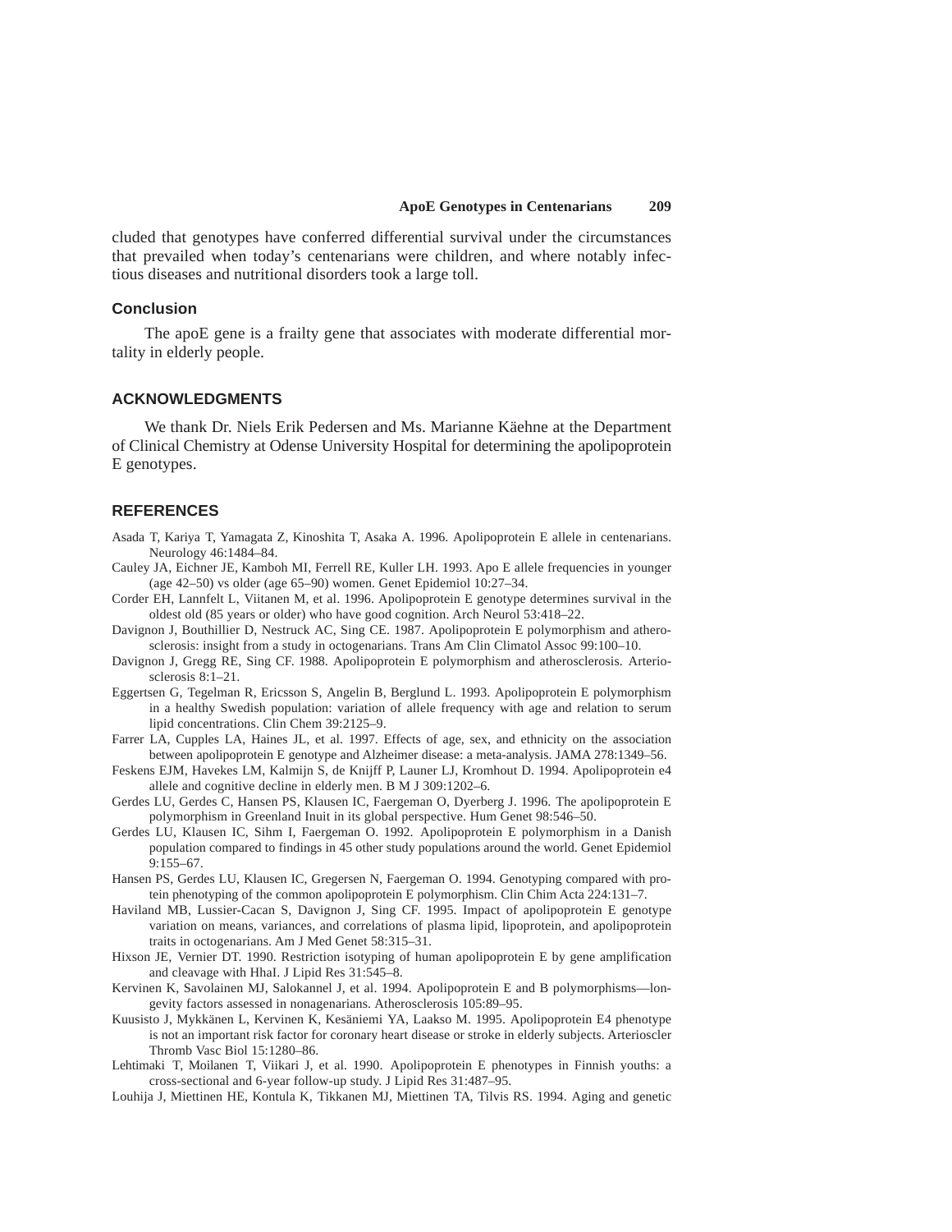cluded that genotypes have conferred differential survival under the circumstances that prevailed when today's centenarians were children, and where notably infectious diseases and nutritional disorders took a large toll.

### Conclusion

The apoE gene is a frailty gene that associates with moderate differential mortality in elderly people.

## ACKNOWLEDGMENTS

We thank Dr. Niels Erik Pedersen and Ms. Marianne Käehne at the Department of Clinical Chemistry at Odense University Hospital for determining the apolipoprotein E genotypes.

## REFERENCES

Asada T, Kariya T, Yamagata Z, Kinoshita T, Asaka A. 1996. Apolipoprotein E allele in centenarians. Neurology 46:1484–84.

Cauley JA, Eichner JE, Kamboh MI, Ferrell RE, Kuller LH. 1993. Apo E allele frequencies in younger (age 42–50) vs older (age 65–90) women. Genet Epidemiol 10:27–34.

Corder EH, Lannfelt L, Viitanen M, et al. 1996. Apolipoprotein E genotype determines survival in the oldest old (85 years or older) who have good cognition. Arch Neurol 53:418–22.

Davignon J, Bouthillier D, Nestruck AC, Sing CE. 1987. Apolipoprotein E polymorphism and atherosclerosis: insight from a study in octogenarians. Trans Am Clin Climatol Assoc 99:100–10.

Davignon J, Gregg RE, Sing CF. 1988. Apolipoprotein E polymorphism and atherosclerosis. Arteriosclerosis 8:1–21.

Eggertsen G, Tegelman R, Ericsson S, Angelin B, Berglund L. 1993. Apolipoprotein E polymorphism in a healthy Swedish population: variation of allele frequency with age and relation to serum lipid concentrations. Clin Chem 39:2125–9.

Farrer LA, Cupples LA, Haines JL, et al. 1997. Effects of age, sex, and ethnicity on the association between apolipoprotein E genotype and Alzheimer disease: a meta-analysis. JAMA 278:1349–56.

Feskens EJM, Havekes LM, Kalmijn S, de Knijff P, Launer LJ, Kromhout D. 1994. Apolipoprotein e4 allele and cognitive decline in elderly men. B M J 309:1202–6.

Gerdes LU, Gerdes C, Hansen PS, Klausen IC, Faergeman O, Dyerberg J. 1996. The apolipoprotein E polymorphism in Greenland Inuit in its global perspective. Hum Genet 98:546–50.

Gerdes LU, Klausen IC, Sihm I, Faergeman O. 1992. Apolipoprotein E polymorphism in a Danish population compared to findings in 45 other study populations around the world. Genet Epidemiol 9:155–67.

Hansen PS, Gerdes LU, Klausen IC, Gregersen N, Faergeman O. 1994. Genotyping compared with protein phenotyping of the common apolipoprotein E polymorphism. Clin Chim Acta 224:131–7.

Haviland MB, Lussier-Cacan S, Davignon J, Sing CF. 1995. Impact of apolipoprotein E genotype variation on means, variances, and correlations of plasma lipid, lipoprotein, and apolipoprotein traits in octogenarians. Am J Med Genet 58:315–31.

Hixson JE, Vernier DT. 1990. Restriction isotyping of human apolipoprotein E by gene amplification and cleavage with HhaI. J Lipid Res 31:545–8.

Kervinen K, Savolainen MJ, Salokannel J, et al. 1994. Apolipoprotein E and B polymorphisms—longevity factors assessed in nonagenarians. Atherosclerosis 105:89–95.

Kuusisto J, Mykkänen L, Kervinen K, Kesäniemi YA, Laakso M. 1995. Apolipoprotein E4 phenotype is not an important risk factor for coronary heart disease or stroke in elderly subjects. Arterioscler Thromb Vasc Biol 15:1280–86.

Lehtimaki T, Moilanen T, Viikari J, et al. 1990. Apolipoprotein E phenotypes in Finnish youths: a cross-sectional and 6-year follow-up study. J Lipid Res 31:487–95.

Louhija J, Miettinen HE, Kontula K, Tikkanen MJ, Miettinen TA, Tilvis RS. 1994. Aging and genetic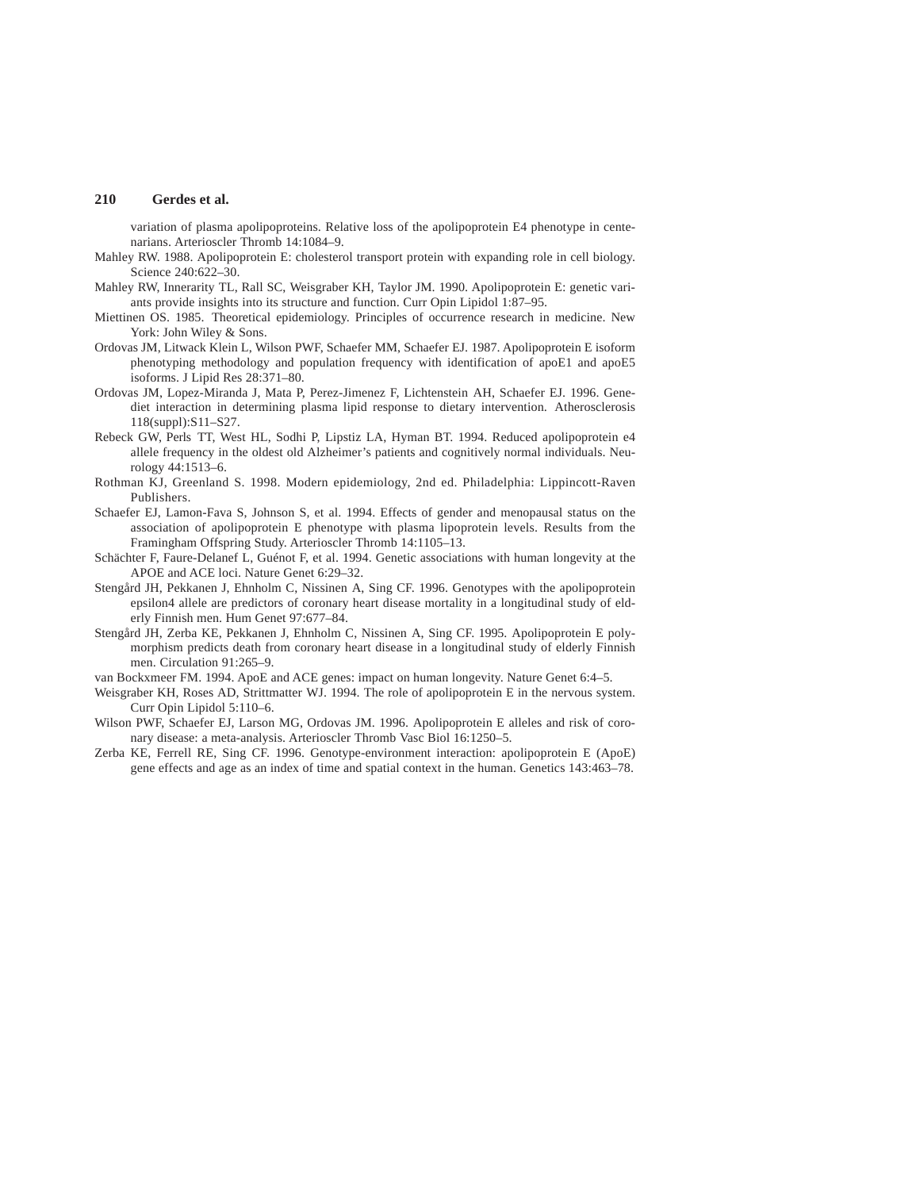variation of plasma apolipoproteins. Relative loss of the apolipoprotein E4 phenotype in centenarians. Arterioscler Thromb 14:1084–9.

Mahley RW. 1988. Apolipoprotein E: cholesterol transport protein with expanding role in cell biology. Science 240:622–30.

Mahley RW, Innerarity TL, Rall SC, Weisgraber KH, Taylor JM. 1990. Apolipoprotein E: genetic variants provide insights into its structure and function. Curr Opin Lipidol 1:87–95.

Miettinen OS. 1985. Theoretical epidemiology. Principles of occurrence research in medicine. New York: John Wiley & Sons.

Ordovas JM, Litwack Klein L, Wilson PWF, Schaefer MM, Schaefer EJ. 1987. Apolipoprotein E isoform phenotyping methodology and population frequency with identification of apoE1 and apoE5 isoforms. J Lipid Res 28:371–80.

Ordovas JM, Lopez-Miranda J, Mata P, Perez-Jimenez F, Lichtenstein AH, Schaefer EJ. 1996. Gene-diet interaction in determining plasma lipid response to dietary intervention. Atherosclerosis 118(suppl):S11–S27.

Rebeck GW, Perls TT, West HL, Sodhi P, Lipstiz LA, Hyman BT. 1994. Reduced apolipoprotein e4 allele frequency in the oldest old Alzheimer's patients and cognitively normal individuals. Neurology 44:1513–6.

Rothman KJ, Greenland S. 1998. Modern epidemiology, 2nd ed. Philadelphia: Lippincott-Raven Publishers.

Schaefer EJ, Lamon-Fava S, Johnson S, et al. 1994. Effects of gender and menopausal status on the association of apolipoprotein E phenotype with plasma lipoprotein levels. Results from the Framingham Offspring Study. Arterioscler Thromb 14:1105–13.

Schächter F, Faure-Delanef L, Guénot F, et al. 1994. Genetic associations with human longevity at the APOE and ACE loci. Nature Genet 6:29–32.

Stengård JH, Pekkanen J, Ehnholm C, Nissinen A, Sing CF. 1996. Genotypes with the apolipoprotein epsilon4 allele are predictors of coronary heart disease mortality in a longitudinal study of elderly Finnish men. Hum Genet 97:677–84.

Stengård JH, Zerba KE, Pekkanen J, Ehnholm C, Nissinen A, Sing CF. 1995. Apolipoprotein E polymorphism predicts death from coronary heart disease in a longitudinal study of elderly Finnish men. Circulation 91:265–9.

van Bockxmeer FM. 1994. ApoE and ACE genes: impact on human longevity. Nature Genet 6:4–5.

Weisgraber KH, Roses AD, Strittmatter WJ. 1994. The role of apolipoprotein E in the nervous system. Curr Opin Lipidol 5:110–6.

Wilson PWF, Schaefer EJ, Larson MG, Ordovas JM. 1996. Apolipoprotein E alleles and risk of coronary disease: a meta-analysis. Arterioscler Thromb Vasc Biol 16:1250–5.

Zerba KE, Ferrell RE, Sing CF. 1996. Genotype-environment interaction: apolipoprotein E (ApoE) gene effects and age as an index of time and spatial context in the human. Genetics 143:463–78.